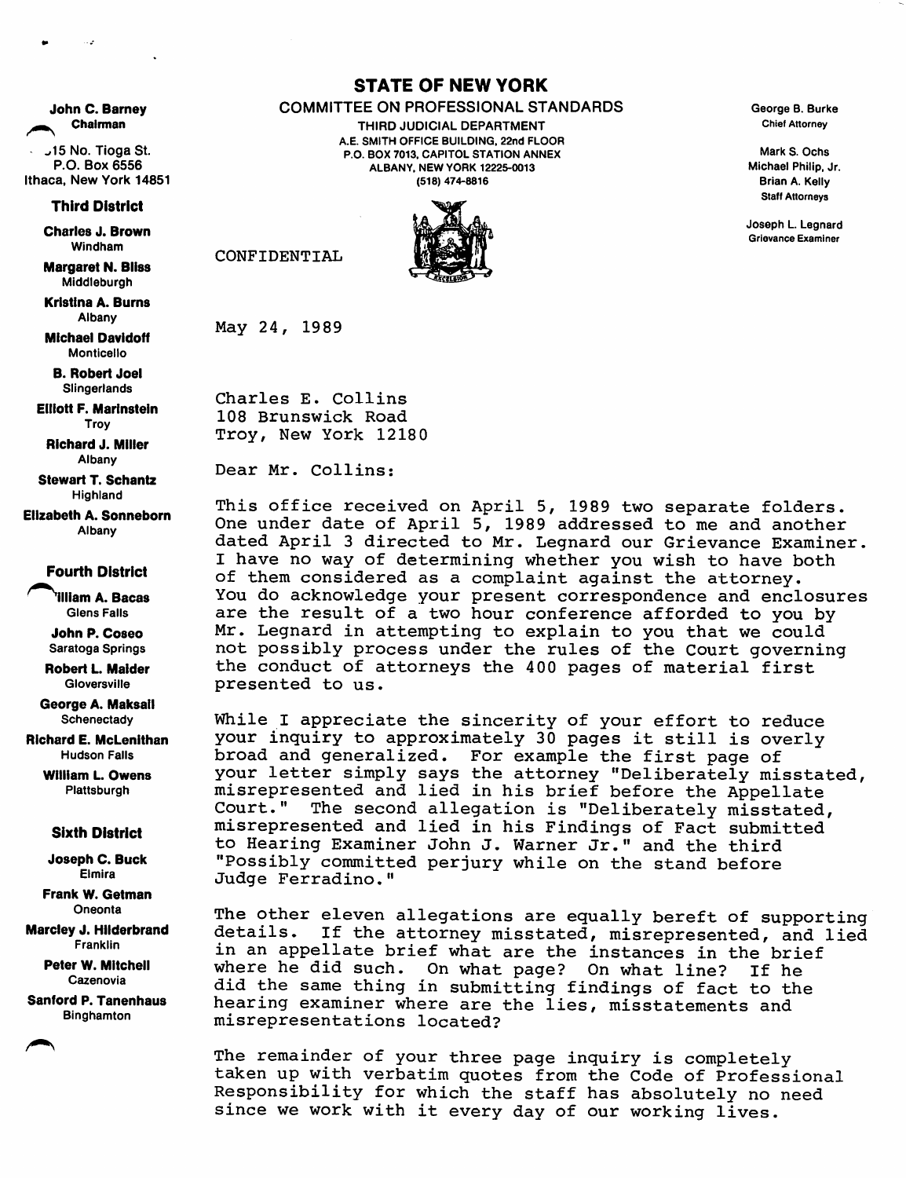**John C. Barney**
Chairman
315 No. Tioga St.
P.O. Box 6556
Ithaca, New York 14851

**Third District**

**Charles J. Brown**
Windham

**Margaret N. Bliss**
Middleburgh

**Kristina A. Burns**
Albany

**Michael Davidoff**
Monticello

**B. Robert Joel**
Slingerlands

**Elliott F. Marinstein**
Troy

**Richard J. Miller**
Albany

**Stewart T. Schantz**
Highland

**Elizabeth A. Sonneborn**
Albany

**Fourth District**

**William A. Bacas**
Glens Falls

**John P. Coseo**
Saratoga Springs

**Robert L. Maider**
Gloversville

**George A. Maksail**
Schenectady

**Richard E. McLenithan**
Hudson Falls

**William L. Owens**
Plattsburgh

**Sixth District**

**Joseph C. Buck**
Elmira

**Frank W. Getman**
Oneonta

**Marcley J. Hilderbrand**
Franklin

**Peter W. Mitchell**
Cazenovia

**Sanford P. Tanenhaus**
Binghamton

# STATE OF NEW YORK

COMMITTEE ON PROFESSIONAL STANDARDS
THIRD JUDICIAL DEPARTMENT
A.E. SMITH OFFICE BUILDING, 22nd FLOOR
P.O. BOX 7013, CAPITOL STATION ANNEX
ALBANY, NEW YORK 12225-0013
(518) 474-8816

George B. Burke
Chief Attorney

Mark S. Ochs
Michael Philip, Jr.
Brian A. Kelly
Staff Attorneys

Joseph L. Legnard
Grievance Examiner

CONFIDENTIAL

May 24, 1989

Charles E. Collins
108 Brunswick Road
Troy, New York 12180

Dear Mr. Collins:

This office received on April 5, 1989 two separate folders. One under date of April 5, 1989 addressed to me and another dated April 3 directed to Mr. Legnard our Grievance Examiner. I have no way of determining whether you wish to have both of them considered as a complaint against the attorney. You do acknowledge your present correspondence and enclosures are the result of a two hour conference afforded to you by Mr. Legnard in attempting to explain to you that we could not possibly process under the rules of the Court governing the conduct of attorneys the 400 pages of material first presented to us.

While I appreciate the sincerity of your effort to reduce your inquiry to approximately 30 pages it still is overly broad and generalized. For example the first page of your letter simply says the attorney "Deliberately misstated, misrepresented and lied in his brief before the Appellate Court." The second allegation is "Deliberately misstated, misrepresented and lied in his Findings of Fact submitted to Hearing Examiner John J. Warner Jr." and the third "Possibly committed perjury while on the stand before Judge Ferradino."

The other eleven allegations are equally bereft of supporting details. If the attorney misstated, misrepresented, and lied in an appellate brief what are the instances in the brief where he did such. On what page? On what line? If he did the same thing in submitting findings of fact to the hearing examiner where are the lies, misstatements and misrepresentations located?

The remainder of your three page inquiry is completely taken up with verbatim quotes from the Code of Professional Responsibility for which the staff has absolutely no need since we work with it every day of our working lives.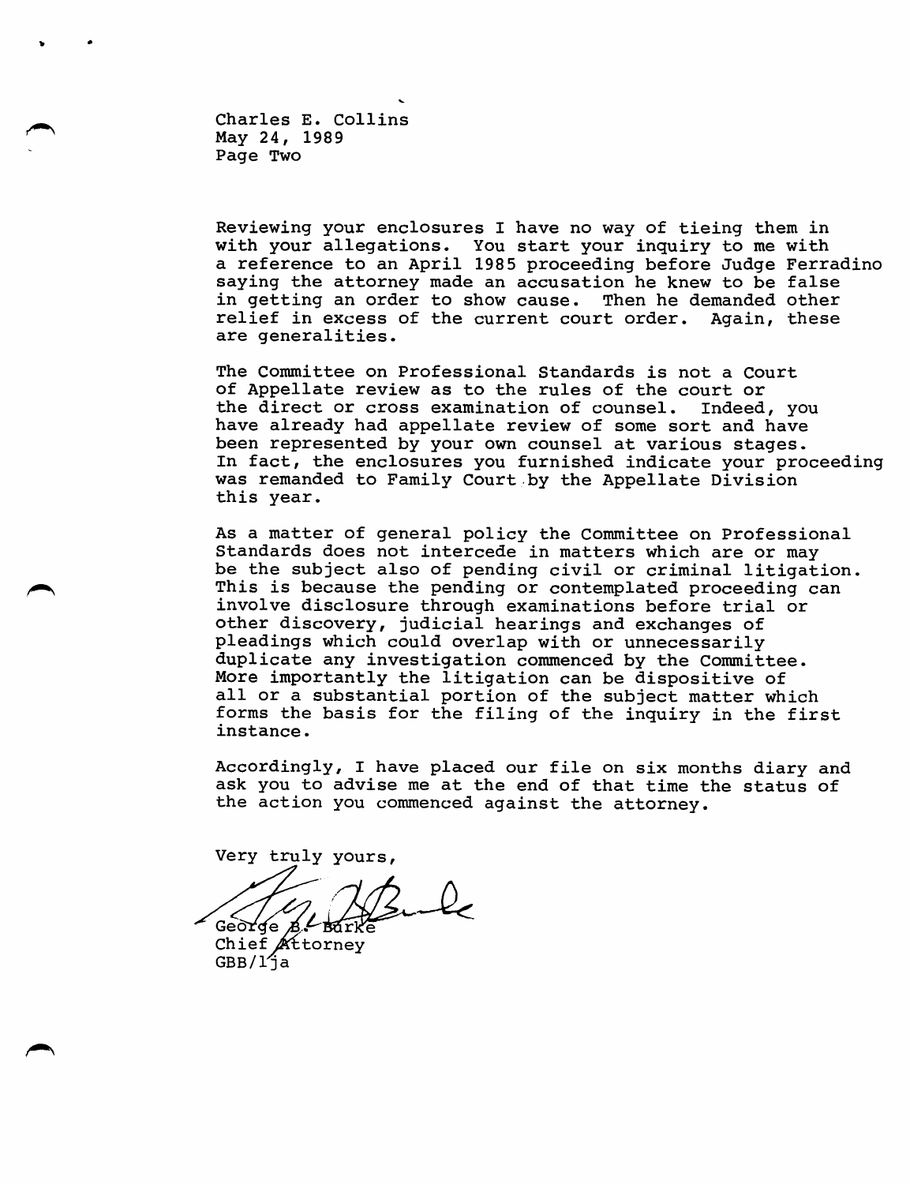Reviewing your enclosures I have no way of tieing them in with your allegations. You start your inquiry to me with a reference to an April 1985 proceeding before Judge Ferradino saying the attorney made an accusation he knew to be false in getting an order to show cause. Then he demanded other relief in excess of the current court order. Again, these are generalities.

The Committee on Professional Standards is not a Court of Appellate review as to the rules of the court or the direct or cross examination of counsel. Indeed, you have already had appellate review of some sort and have been represented by your own counsel at various stages. In fact, the enclosures you furnished indicate your proceeding was remanded to Family Court by the Appellate Division this year.

As a matter of general policy the Committee on Professional Standards does not intercede in matters which are or may be the subject also of pending civil or criminal litigation. This is because the pending or contemplated proceeding can involve disclosure through examinations before trial or other discovery, judicial hearings and exchanges of pleadings which could overlap with or unnecessarily duplicate any investigation commenced by the Committee. More importantly the litigation can be dispositive of all or a substantial portion of the subject matter which forms the basis for the filing of the inquiry in the first instance.

Accordingly, I have placed our file on six months diary and ask you to advise me at the end of that time the status of the action you commenced against the attorney.

Very truly yours,

George B. Burke
Chief Attorney
GBB/lja